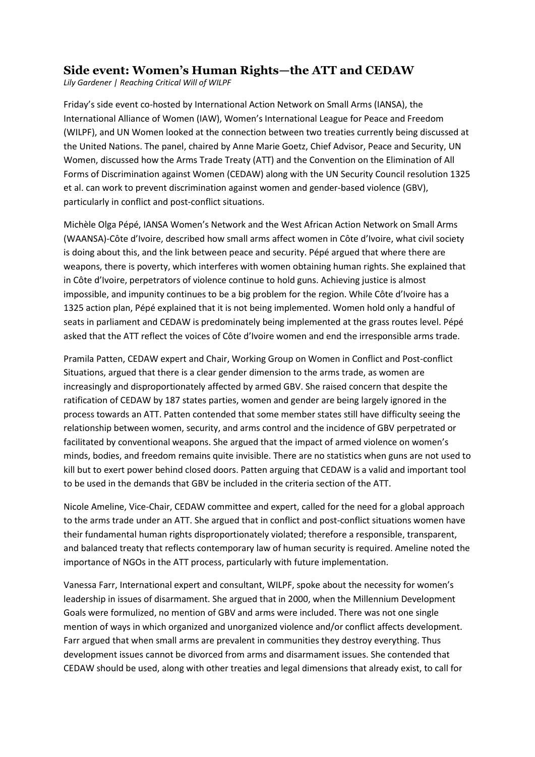## Side event: Women's Human Rights—the ATT and CEDAW

*Lily Gardener | Reaching Critical Will of WILPF*

Friday's side event co-hosted by International Action Network on Small Arms (IANSA), the International Alliance of Women (IAW), Women's International League for Peace and Freedom (WILPF), and UN Women looked at the connection between two treaties currently being discussed at the United Nations. The panel, chaired by Anne Marie Goetz, Chief Advisor, Peace and Security, UN Women, discussed how the Arms Trade Treaty (ATT) and the Convention on the Elimination of All Forms of Discrimination against Women (CEDAW) along with the UN Security Council resolution 1325 et al. can work to prevent discrimination against women and gender-based violence (GBV), particularly in conflict and post-conflict situations.

Michèle Olga Pépé, IANSA Women's Network and the West African Action Network on Small Arms (WAANSA)-Côte d'Ivoire, described how small arms affect women in Côte d'Ivoire, what civil society is doing about this, and the link between peace and security. Pépé argued that where there are weapons, there is poverty, which interferes with women obtaining human rights. She explained that in Côte d'Ivoire, perpetrators of violence continue to hold guns. Achieving justice is almost impossible, and impunity continues to be a big problem for the region. While Côte d'Ivoire has a 1325 action plan, Pépé explained that it is not being implemented. Women hold only a handful of seats in parliament and CEDAW is predominately being implemented at the grass routes level. Pépé asked that the ATT reflect the voices of Côte d'Ivoire women and end the irresponsible arms trade.

Pramila Patten, CEDAW expert and Chair, Working Group on Women in Conflict and Post-conflict Situations, argued that there is a clear gender dimension to the arms trade, as women are increasingly and disproportionately affected by armed GBV. She raised concern that despite the ratification of CEDAW by 187 states parties, women and gender are being largely ignored in the process towards an ATT. Patten contended that some member states still have difficulty seeing the relationship between women, security, and arms control and the incidence of GBV perpetrated or facilitated by conventional weapons. She argued that the impact of armed violence on women's minds, bodies, and freedom remains quite invisible. There are no statistics when guns are not used to kill but to exert power behind closed doors. Patten arguing that CEDAW is a valid and important tool to be used in the demands that GBV be included in the criteria section of the ATT.

Nicole Ameline, Vice-Chair, CEDAW committee and expert, called for the need for a global approach to the arms trade under an ATT. She argued that in conflict and post-conflict situations women have their fundamental human rights disproportionately violated; therefore a responsible, transparent, and balanced treaty that reflects contemporary law of human security is required. Ameline noted the importance of NGOs in the ATT process, particularly with future implementation.

Vanessa Farr, International expert and consultant, WILPF, spoke about the necessity for women's leadership in issues of disarmament. She argued that in 2000, when the Millennium Development Goals were formulized, no mention of GBV and arms were included. There was not one single mention of ways in which organized and unorganized violence and/or conflict affects development. Farr argued that when small arms are prevalent in communities they destroy everything. Thus development issues cannot be divorced from arms and disarmament issues. She contended that CEDAW should be used, along with other treaties and legal dimensions that already exist, to call for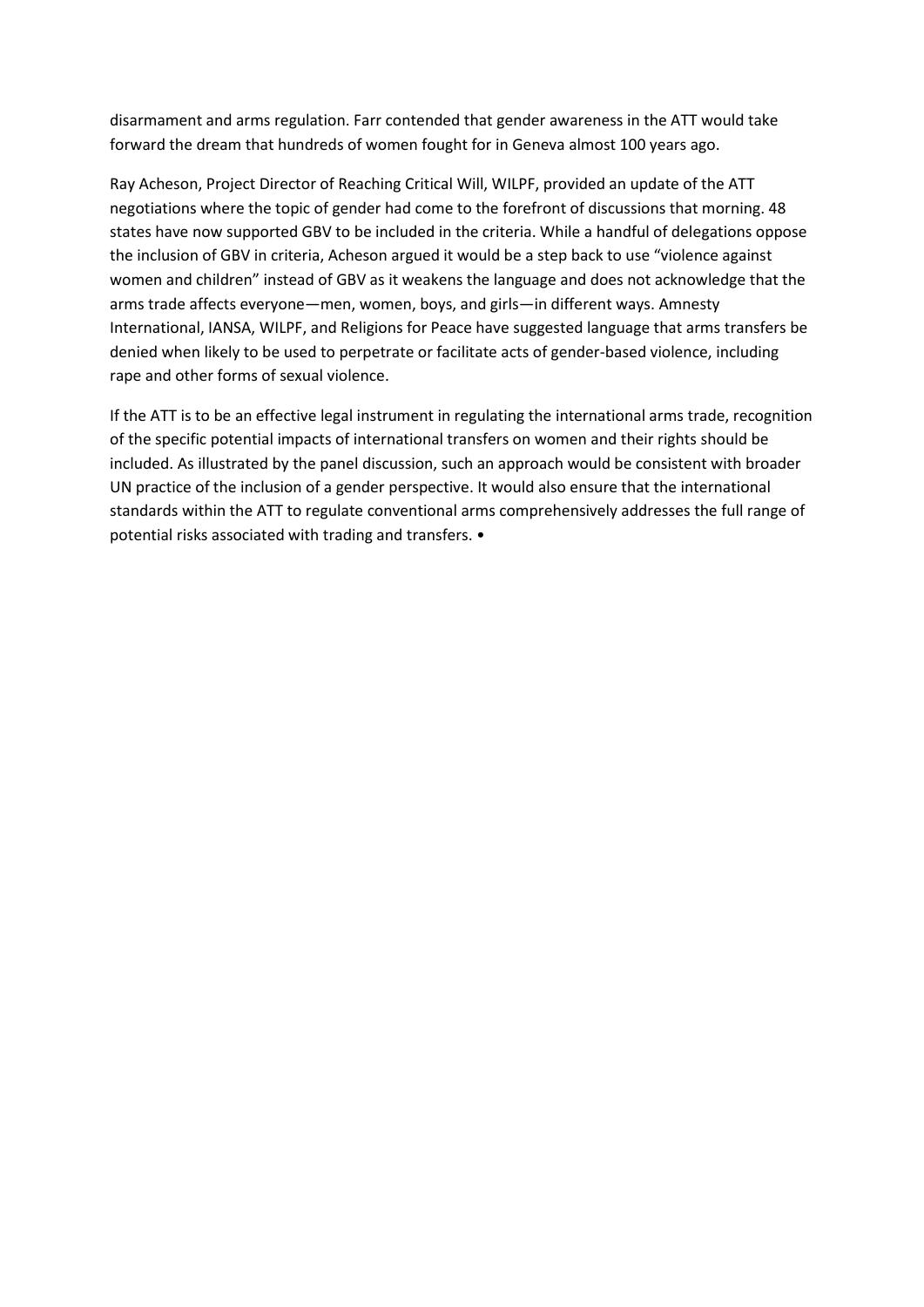disarmament and arms regulation. Farr contended that gender awareness in the ATT would take forward the dream that hundreds of women fought for in Geneva almost 100 years ago.

Ray Acheson, Project Director of Reaching Critical Will, WILPF, provided an update of the ATT negotiations where the topic of gender had come to the forefront of discussions that morning. 48 states have now supported GBV to be included in the criteria. While a handful of delegations oppose the inclusion of GBV in criteria, Acheson argued it would be a step back to use "violence against women and children" instead of GBV as it weakens the language and does not acknowledge that the arms trade affects everyone—men, women, boys, and girls—in different ways. Amnesty International, IANSA, WILPF, and Religions for Peace have suggested language that arms transfers be denied when likely to be used to perpetrate or facilitate acts of gender-based violence, including rape and other forms of sexual violence.

If the ATT is to be an effective legal instrument in regulating the international arms trade, recognition of the specific potential impacts of international transfers on women and their rights should be included. As illustrated by the panel discussion, such an approach would be consistent with broader UN practice of the inclusion of a gender perspective. It would also ensure that the international standards within the ATT to regulate conventional arms comprehensively addresses the full range of potential risks associated with trading and transfers. •